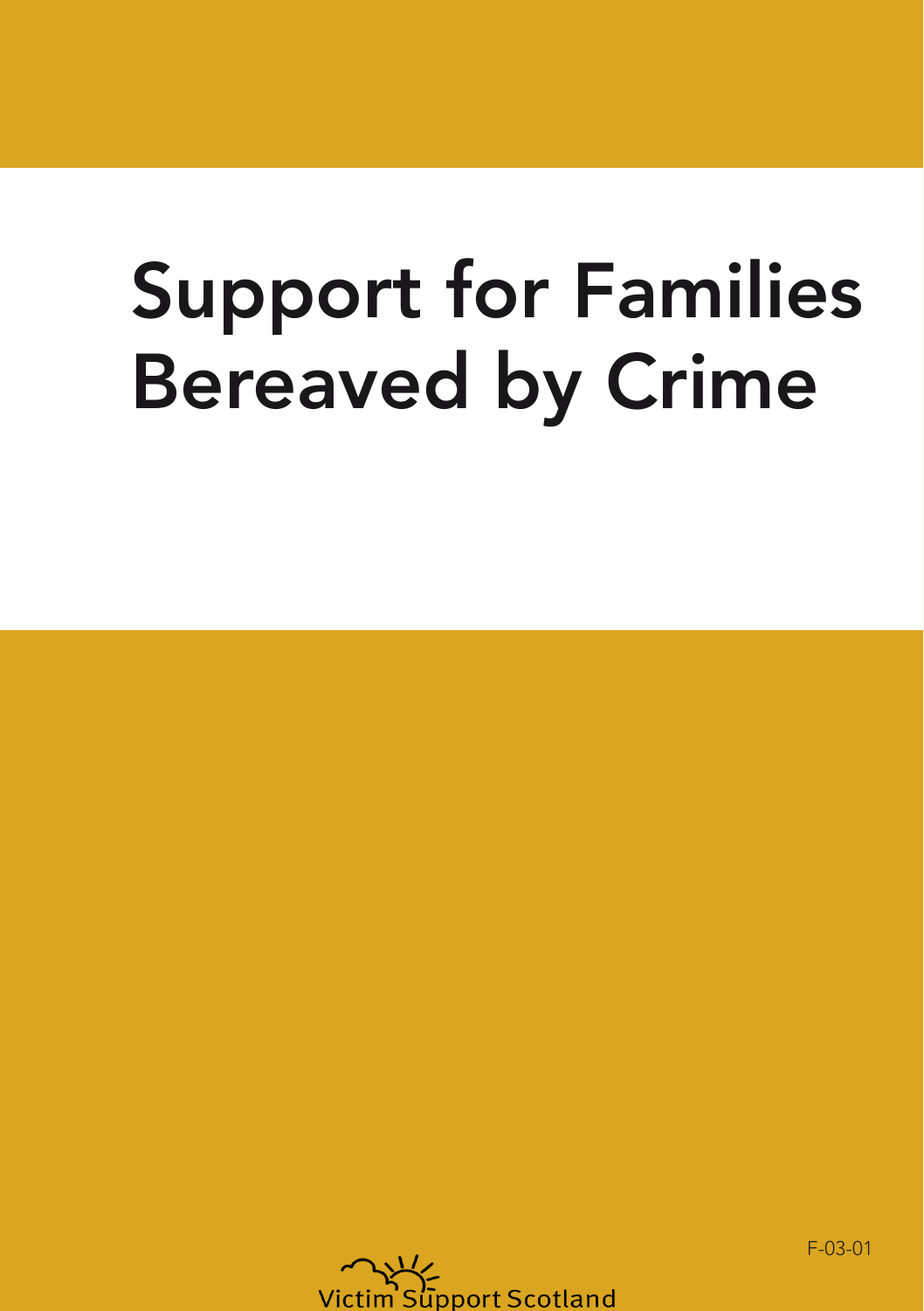# Support for Families Bereaved by Crime

F-03-01

Victim Support Scotland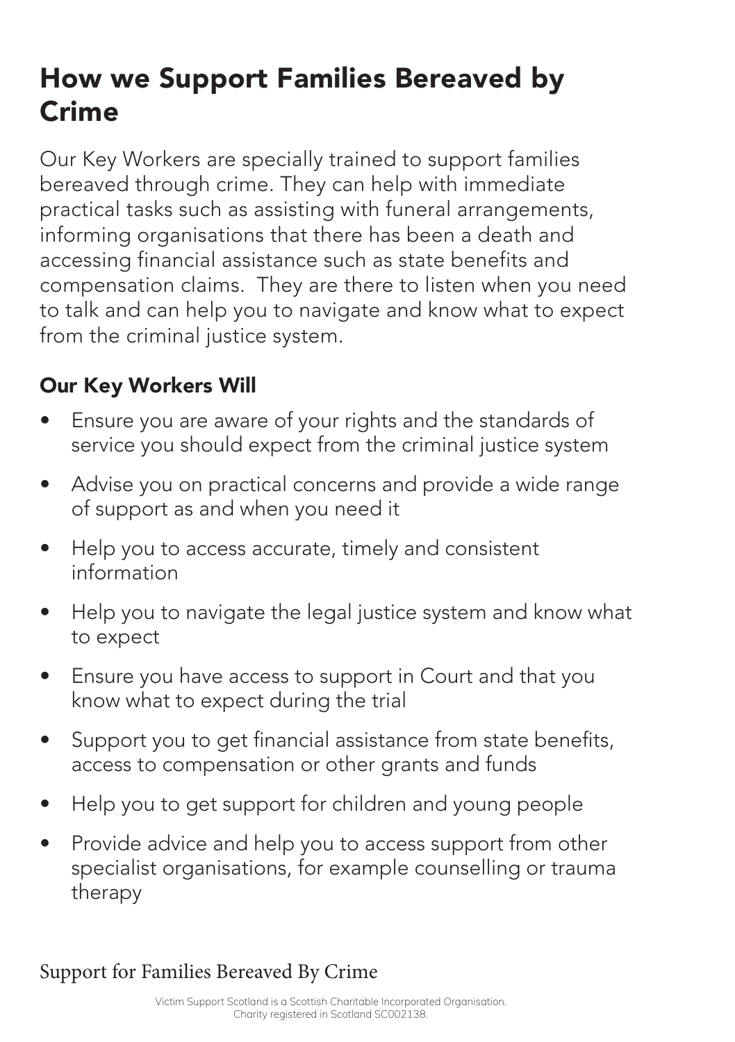# How we Support Families Bereaved by Crime

Our Key Workers are specially trained to support families bereaved through crime. They can help with immediate practical tasks such as assisting with funeral arrangements, informing organisations that there has been a death and accessing financial assistance such as state benefits and compensation claims. They are there to listen when you need to talk and can help you to navigate and know what to expect from the criminal justice system.

## Our Key Workers Will

- Ensure you are aware of your rights and the standards of service you should expect from the criminal justice system
- Advise you on practical concerns and provide a wide range of support as and when you need it
- Help you to access accurate, timely and consistent information
- Help you to navigate the legal justice system and know what to expect
- Ensure you have access to support in Court and that you know what to expect during the trial
- Support you to get financial assistance from state benefits, access to compensation or other grants and funds
- Help you to get support for children and young people
- Provide advice and help you to access support from other specialist organisations, for example counselling or trauma therapy

Support for Families Bereaved By Crime

Victim Support Scotland is a Scottish Charitable Incorporated Organisation.
Charity registered in Scotland SC002138.